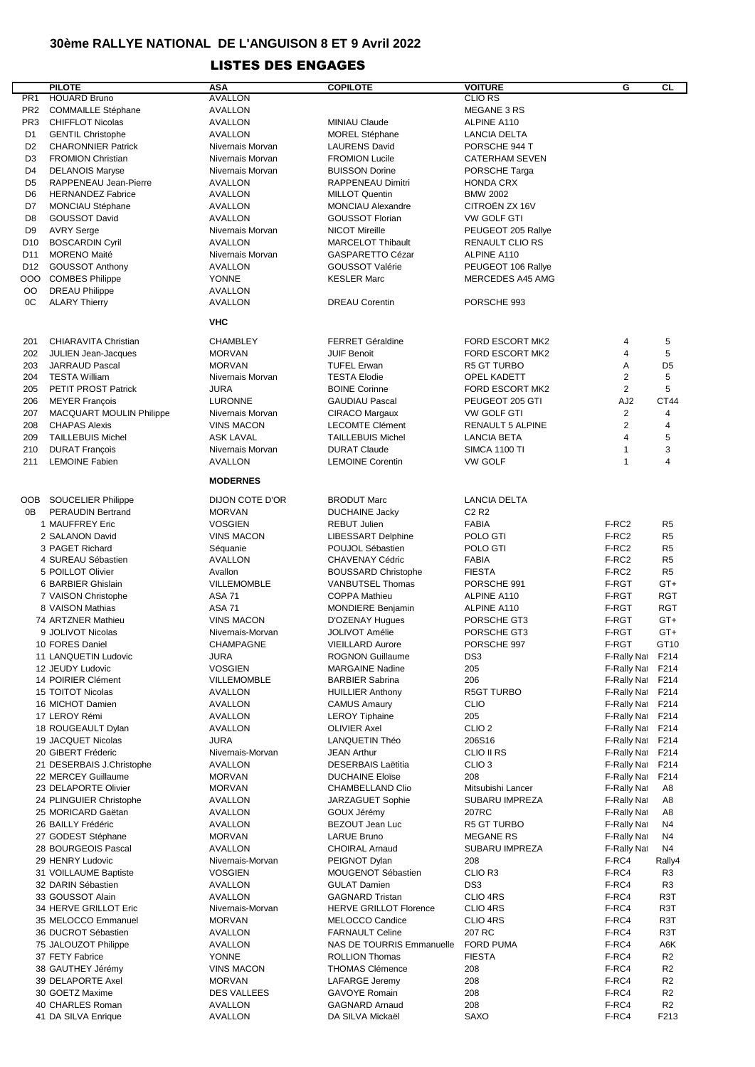# 30ème RALLYE NATIONAL DE L'ANGUISON 8 ET 9 Avril 2022

## LISTES DES ENGAGES

| | PILOTE | ASA | COPILOTE | VOITURE | G | CL |
|---|---|---|---|---|---|---|
| PR1 | HOUARD Bruno | AVALLON | | CLIO RS | | |
| PR2 | COMMAILLE Stéphane | AVALLON | | MEGANE 3 RS | | |
| PR3 | CHIFFLOT Nicolas | AVALLON | MINIAU Claude | ALPINE A110 | | |
| D1 | GENTIL Christophe | AVALLON | MOREL Stéphane | LANCIA DELTA | | |
| D2 | CHARONNIER Patrick | Nivernais Morvan | LAURENS David | PORSCHE 944 T | | |
| D3 | FROMION Christian | Nivernais Morvan | FROMION Lucile | CATERHAM SEVEN | | |
| D4 | DELANOIS Maryse | Nivernais Morvan | BUISSON Dorine | PORSCHE Targa | | |
| D5 | RAPPENEAU Jean-Pierre | AVALLON | RAPPENEAU Dimitri | HONDA CRX | | |
| D6 | HERNANDEZ Fabrice | AVALLON | MILLOT Quentin | BMW 2002 | | |
| D7 | MONCIAU Stéphane | AVALLON | MONCIAU Alexandre | CITROËN ZX 16V | | |
| D8 | GOUSSOT David | AVALLON | GOUSSOT Florian | VW GOLF GTI | | |
| D9 | AVRY Serge | Nivernais Morvan | NICOT Mireille | PEUGEOT 205 Rallye | | |
| D10 | BOSCARDIN Cyril | AVALLON | MARCELOT Thibault | RENAULT CLIO RS | | |
| D11 | MORENO Maité | Nivernais Morvan | GASPARETTO Cézar | ALPINE A110 | | |
| D12 | GOUSSOT Anthony | AVALLON | GOUSSOT Valérie | PEUGEOT 106 Rallye | | |
| OOO | COMBES Philippe | YONNE | KESLER Marc | MERCEDES A45 AMG | | |
| OO | DREAU Philippe | AVALLON | | | | |
| 0C | ALARY Thierry | AVALLON | DREAU Corentin | PORSCHE 993 | | |
| | | **VHC** | | | | |
| 201 | CHIARAVITA Christian | CHAMBLEY | FERRET Géraldine | FORD ESCORT MK2 | 4 | 5 |
| 202 | JULIEN Jean-Jacques | MORVAN | JUIF Benoit | FORD ESCORT MK2 | 4 | 5 |
| 203 | JARRAUD Pascal | MORVAN | TUFEL Erwan | R5 GT TURBO | A | D5 |
| 204 | TESTA William | Nivernais Morvan | TESTA Elodie | OPEL KADETT | 2 | 5 |
| 205 | PETIT PROST Patrick | JURA | BOINE Corinne | FORD ESCORT MK2 | 2 | 5 |
| 206 | MEYER François | LURONNE | GAUDIAU Pascal | PEUGEOT 205 GTI | AJ2 | CT44 |
| 207 | MACQUART MOULIN Philippe | Nivernais Morvan | CIRACO Margaux | VW GOLF GTI | 2 | 4 |
| 208 | CHAPAS Alexis | VINS MACON | LECOMTE Clément | RENAULT 5 ALPINE | 2 | 4 |
| 209 | TAILLEBUIS Michel | ASK LAVAL | TAILLEBUIS Michel | LANCIA BETA | 4 | 5 |
| 210 | DURAT François | Nivernais Morvan | DURAT Claude | SIMCA 1100 TI | 1 | 3 |
| 211 | LEMOINE Fabien | AVALLON | LEMOINE Corentin | VW GOLF | 1 | 4 |
| | | **MODERNES** | | | | |
| OOB | SOUCELIER Philippe | DIJON COTE D'OR | BRODUT Marc | LANCIA DELTA | | |
| 0B | PERAUDIN Bertrand | MORVAN | DUCHAINE Jacky | C2 R2 | | |
| 1 | MAUFFREY Eric | VOSGIEN | REBUT Julien | FABIA | F-RC2 | R5 |
| 2 | SALANON David | VINS MACON | LIBESSART Delphine | POLO GTI | F-RC2 | R5 |
| 3 | PAGET Richard | Séquanie | POUJOL Sébastien | POLO GTI | F-RC2 | R5 |
| 4 | SUREAU Sébastien | AVALLON | CHAVENAY Cédric | FABIA | F-RC2 | R5 |
| 5 | POILLOT Olivier | Avallon | BOUSSARD Christophe | FIESTA | F-RC2 | R5 |
| 6 | BARBIER Ghislain | VILLEMOMBLE | VANBUTSEL Thomas | PORSCHE 991 | F-RGT | GT+ |
| 7 | VAISON Christophe | ASA 71 | COPPA Mathieu | ALPINE A110 | F-RGT | RGT |
| 8 | VAISON Mathias | ASA 71 | MONDIERE Benjamin | ALPINE A110 | F-RGT | RGT |
| 74 | ARTZNER Mathieu | VINS MACON | D'OZENAY Hugues | PORSCHE GT3 | F-RGT | GT+ |
| 9 | JOLIVOT Nicolas | Nivernais-Morvan | JOLIVOT Amélie | PORSCHE GT3 | F-RGT | GT+ |
| 10 | FORES Daniel | CHAMPAGNE | VIEILLARD Aurore | PORSCHE 997 | F-RGT | GT10 |
| 11 | LANQUETIN Ludovic | JURA | ROGNON Guillaume | DS3 | F-Rally Nat | F214 |
| 12 | JEUDY Ludovic | VOSGIEN | MARGAINE Nadine | 205 | F-Rally Nat | F214 |
| 14 | POIRIER Clément | VILLEMOMBLE | BARBIER Sabrina | 206 | F-Rally Nat | F214 |
| 15 | TOITOT Nicolas | AVALLON | HUILLIER Anthony | R5GT TURBO | F-Rally Nat | F214 |
| 16 | MICHOT Damien | AVALLON | CAMUS Amaury | CLIO | F-Rally Nat | F214 |
| 17 | LEROY Rémi | AVALLON | LEROY Tiphaine | 205 | F-Rally Nat | F214 |
| 18 | ROUGEAULT Dylan | AVALLON | OLIVIER Axel | CLIO 2 | F-Rally Nat | F214 |
| 19 | JACQUET Nicolas | JURA | LANQUETIN Théo | 206S16 | F-Rally Nat | F214 |
| 20 | GIBERT Fréderic | Nivernais-Morvan | JEAN Arthur | CLIO II RS | F-Rally Nat | F214 |
| 21 | DESERBAIS J.Christophe | AVALLON | DESERBAIS Laëtitia | CLIO 3 | F-Rally Nat | F214 |
| 22 | MERCEY Guillaume | MORVAN | DUCHAINE Eloïse | 208 | F-Rally Nat | F214 |
| 23 | DELAPORTE Olivier | MORVAN | CHAMBELLAND Clio | Mitsubishi Lancer | F-Rally Nat | A8 |
| 24 | PLINGUIER Christophe | AVALLON | JARZAGUET Sophie | SUBARU IMPREZA | F-Rally Nat | A8 |
| 25 | MORICARD Gaëtan | AVALLON | GOUX Jérémy | 207RC | F-Rally Nat | A8 |
| 26 | BAILLY Frédéric | AVALLON | BEZOUT Jean Luc | R5 GT TURBO | F-Rally Nat | N4 |
| 27 | GODEST Stéphane | MORVAN | LARUE Bruno | MEGANE RS | F-Rally Nat | N4 |
| 28 | BOURGEOIS Pascal | AVALLON | CHOIRAL Arnaud | SUBARU IMPREZA | F-Rally Nat | N4 |
| 29 | HENRY Ludovic | Nivernais-Morvan | PEIGNOT Dylan | 208 | F-RC4 | Rally4 |
| 31 | VOILLAUME Baptiste | VOSGIEN | MOUGENOT Sébastien | CLIO R3 | F-RC4 | R3 |
| 32 | DARIN Sébastien | AVALLON | GULAT Damien | DS3 | F-RC4 | R3 |
| 33 | GOUSSOT Alain | AVALLON | GAGNARD Tristan | CLIO 4RS | F-RC4 | R3T |
| 34 | HERVE GRILLOT Eric | Nivernais-Morvan | HERVE GRILLOT Florence | CLIO 4RS | F-RC4 | R3T |
| 35 | MELOCCO Emmanuel | MORVAN | MELOCCO Candice | CLIO 4RS | F-RC4 | R3T |
| 36 | DUCROT Sébastien | AVALLON | FARNAULT Celine | 207 RC | F-RC4 | R3T |
| 75 | JALOUZOT Philippe | AVALLON | NAS DE TOURRIS Emmanuelle | FORD PUMA | F-RC4 | A6K |
| 37 | FETY Fabrice | YONNE | ROLLION Thomas | FIESTA | F-RC4 | R2 |
| 38 | GAUTHEY Jérémy | VINS MACON | THOMAS Clémence | 208 | F-RC4 | R2 |
| 39 | DELAPORTE Axel | MORVAN | LAFARGE Jeremy | 208 | F-RC4 | R2 |
| 30 | GOETZ Maxime | DES VALLEES | GAVOYE Romain | 208 | F-RC4 | R2 |
| 40 | CHARLES Roman | AVALLON | GAGNARD Arnaud | 208 | F-RC4 | R2 |
| 41 | DA SILVA Enrique | AVALLON | DA SILVA Mickaël | SAXO | F-RC4 | F213 |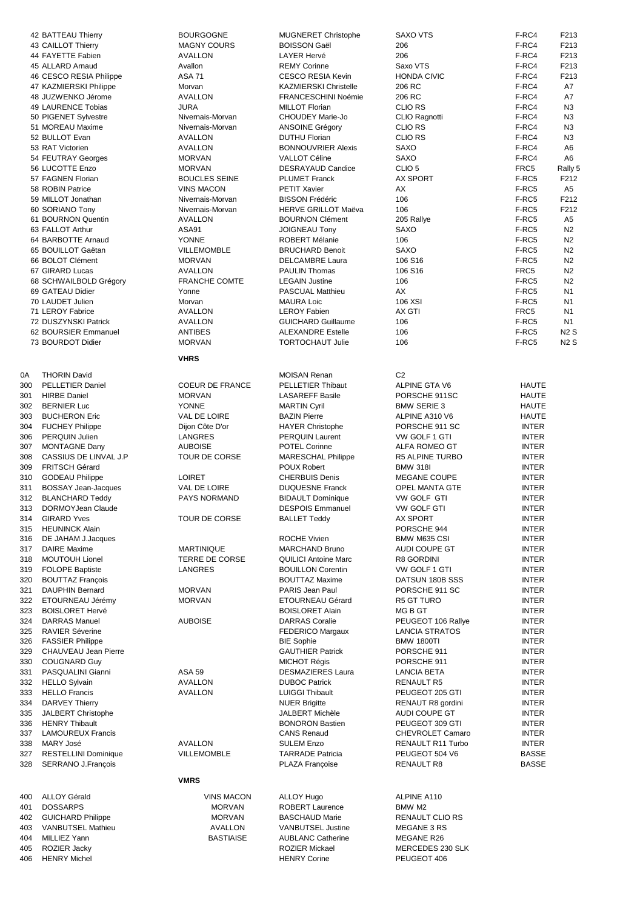| | | | | | | |
|---|---|---|---|---|---|---|
| 42 | BATTEAU Thierry | BOURGOGNE | MUGNERET Christophe | SAXO VTS | F-RC4 | F213 |
| 43 | CAILLOT Thierry | MAGNY COURS | BOISSON Gaël | 206 | F-RC4 | F213 |
| 44 | FAYETTE Fabien | AVALLON | LAYER Hervé | 206 | F-RC4 | F213 |
| 45 | ALLARD Arnaud | Avallon | REMY Corinne | Saxo VTS | F-RC4 | F213 |
| 46 | CESCO RESIA Philippe | ASA 71 | CESCO RESIA Kevin | HONDA CIVIC | F-RC4 | F213 |
| 47 | KAZMIERSKI Philippe | Morvan | KAZMIERSKI Christelle | 206 RC | F-RC4 | A7 |
| 48 | JUZWENKO Jérome | AVALLON | FRANCESCHINI Noémie | 206 RC | F-RC4 | A7 |
| 49 | LAURENCE Tobias | JURA | MILLOT Florian | CLIO RS | F-RC4 | N3 |
| 50 | PIGENET Sylvestre | Nivernais-Morvan | CHOUDEY Marie-Jo | CLIO Ragnotti | F-RC4 | N3 |
| 51 | MOREAU Maxime | Nivernais-Morvan | ANSOINE Grégory | CLIO RS | F-RC4 | N3 |
| 52 | BULLOT Evan | AVALLON | DUTHU Florian | CLIO RS | F-RC4 | N3 |
| 53 | RAT Victorien | AVALLON | BONNOUVRIER Alexis | SAXO | F-RC4 | A6 |
| 54 | FEUTRAY Georges | MORVAN | VALLOT Céline | SAXO | F-RC4 | A6 |
| 56 | LUCOTTE Enzo | MORVAN | DESRAYAUD Candice | CLIO 5 | FRC5 | Rally 5 |
| 57 | FAGNEN Florian | BOUCLES SEINE | PLUMET Franck | AX SPORT | F-RC5 | F212 |
| 58 | ROBIN Patrice | VINS MACON | PETIT Xavier | AX | F-RC5 | A5 |
| 59 | MILLOT Jonathan | Nivernais-Morvan | BISSON Frédéric | 106 | F-RC5 | F212 |
| 60 | SORIANO Tony | Nivernais-Morvan | HERVE GRILLOT Maëva | 106 | F-RC5 | F212 |
| 61 | BOURNON Quentin | AVALLON | BOURNON Clément | 205 Rallye | F-RC5 | A5 |
| 63 | FALLOT Arthur | ASA91 | JOIGNEAU Tony | SAXO | F-RC5 | N2 |
| 64 | BARBOTTE Arnaud | YONNE | ROBERT Mélanie | 106 | F-RC5 | N2 |
| 65 | BOUILLOT Gaëtan | VILLEMOMBLE | BRUCHARD Benoit | SAXO | F-RC5 | N2 |
| 66 | BOLOT Clément | MORVAN | DELCAMBRE Laura | 106 S16 | F-RC5 | N2 |
| 67 | GIRARD Lucas | AVALLON | PAULIN Thomas | 106 S16 | FRC5 | N2 |
| 68 | SCHWAILBOLD Grégory | FRANCHE COMTE | LEGAIN Justine | 106 | F-RC5 | N2 |
| 69 | GATEAU Didier | Yonne | PASCUAL Matthieu | AX | F-RC5 | N1 |
| 70 | LAUDET Julien | Morvan | MAURA Loic | 106 XSI | F-RC5 | N1 |
| 71 | LEROY Fabrice | AVALLON | LEROY Fabien | AX GTI | FRC5 | N1 |
| 72 | DUSZYNSKI Patrick | AVALLON | GUICHARD Guillaume | 106 | F-RC5 | N1 |
| 62 | BOURSIER Emmanuel | ANTIBES | ALEXANDRE Estelle | 106 | F-RC5 | N2 S |
| 73 | BOURDOT Didier | MORVAN | TORTOCHAUT Julie | 106 | F-RC5 | N2 S |

**VHRS**

| | | | | | |
|---|---|---|---|---|---|
| 0A | THORIN David | | MOISAN Renan | C2 | |
| 300 | PELLETIER Daniel | COEUR DE FRANCE | PELLETIER Thibaut | ALPINE GTA V6 | HAUTE |
| 301 | HIRBE Daniel | MORVAN | LASAREFF Basile | PORSCHE 911SC | HAUTE |
| 302 | BERNIER Luc | YONNE | MARTIN Cyril | BMW SERIE 3 | HAUTE |
| 303 | BUCHERON Eric | VAL DE LOIRE | BAZIN Pierre | ALPINE A310 V6 | HAUTE |
| 304 | FUCHEY Philippe | Dijon Côte D'or | HAYER Christophe | PORSCHE 911 SC | INTER |
| 306 | PERQUIN Julien | LANGRES | PERQUIN Laurent | VW GOLF 1 GTI | INTER |
| 307 | MONTAGNE Dany | AUBOISE | POTEL Corinne | ALFA ROMEO GT | INTER |
| 308 | CASSIUS DE LINVAL J.P | TOUR DE CORSE | MARESCHAL Philippe | R5 ALPINE TURBO | INTER |
| 309 | FRITSCH Gérard | | POUX Robert | BMW 318I | INTER |
| 310 | GODEAU Philippe | LOIRET | CHERBUIS Denis | MEGANE COUPE | INTER |
| 311 | BOSSAY Jean-Jacques | VAL DE LOIRE | DUQUESNE Franck | OPEL MANTA GTE | INTER |
| 312 | BLANCHARD Teddy | PAYS NORMAND | BIDAULT Dominique | VW GOLF GTI | INTER |
| 313 | DORMOYJean Claude | | DESPOIS Emmanuel | VW GOLF GTI | INTER |
| 314 | GIRARD Yves | TOUR DE CORSE | BALLET Teddy | AX SPORT | INTER |
| 315 | HEUNINCK Alain | | | PORSCHE 944 | INTER |
| 316 | DE JAHAM J.Jacques | | ROCHE Vivien | BMW M635 CSI | INTER |
| 317 | DAIRE Maxime | MARTINIQUE | MARCHAND Bruno | AUDI COUPE GT | INTER |
| 318 | MOUTOUH Lionel | TERRE DE CORSE | QUILICI Antoine Marc | R8 GORDINI | INTER |
| 319 | FOLOPE Baptiste | LANGRES | BOUILLON Corentin | VW GOLF 1 GTI | INTER |
| 320 | BOUTTAZ François | | BOUTTAZ Maxime | DATSUN 180B SSS | INTER |
| 321 | DAUPHIN Bernard | MORVAN | PARIS Jean Paul | PORSCHE 911 SC | INTER |
| 322 | ETOURNEAU Jérémy | MORVAN | ETOURNEAU Gérard | R5 GT TURO | INTER |
| 323 | BOISLORET Hervé | | BOISLORET Alain | MG B GT | INTER |
| 324 | DARRAS Manuel | AUBOISE | DARRAS Coralie | PEUGEOT 106 Rallye | INTER |
| 325 | RAVIER Séverine | | FEDERICO Margaux | LANCIA STRATOS | INTER |
| 326 | FASSIER Philippe | | BIE Sophie | BMW 1800TI | INTER |
| 329 | CHAUVEAU Jean Pierre | | GAUTHIER Patrick | PORSCHE 911 | INTER |
| 330 | COUGNARD Guy | | MICHOT Régis | PORSCHE 911 | INTER |
| 331 | PASQUALINI Gianni | ASA 59 | DESMAZIERES Laura | LANCIA BETA | INTER |
| 332 | HELLO Sylvain | AVALLON | DUBOC Patrick | RENAULT R5 | INTER |
| 333 | HELLO Francis | AVALLON | LUIGGI Thibault | PEUGEOT 205 GTI | INTER |
| 334 | DARVEY Thierry | | NUER Brigitte | RENAUT R8 gordini | INTER |
| 335 | JALBERT Christophe | | JALBERT Michèle | AUDI COUPE GT | INTER |
| 336 | HENRY Thibault | | BONORON Bastien | PEUGEOT 309 GTI | INTER |
| 337 | LAMOUREUX Francis | | CANS Renaud | CHEVROLET Camaro | INTER |
| 338 | MARY José | AVALLON | SULEM Enzo | RENAULT R11 Turbo | INTER |
| 327 | RESTELLINI Dominique | VILLEMOMBLE | TARRADE Patricia | PEUGEOT 504 V6 | BASSE |
| 328 | SERRANO J.François | | PLAZA Françoise | RENAULT R8 | BASSE |

**VMRS**

| | | | | |
|---|---|---|---|---|
| 400 | ALLOY Gérald | VINS MACON | ALLOY Hugo | ALPINE A110 |
| 401 | DOSSARPS | MORVAN | ROBERT Laurence | BMW M2 |
| 402 | GUICHARD Philippe | MORVAN | BASCHAUD Marie | RENAULT CLIO RS |
| 403 | VANBUTSEL Mathieu | AVALLON | VANBUTSEL Justine | MEGANE 3 RS |
| 404 | MILLIEZ Yann | BASTIAISE | AUBLANC Catherine | MEGANE R26 |
| 405 | ROZIER Jacky | | ROZIER Mickael | MERCEDES 230 SLK |
| 406 | HENRY Michel | | HENRY Corine | PEUGEOT 406 |